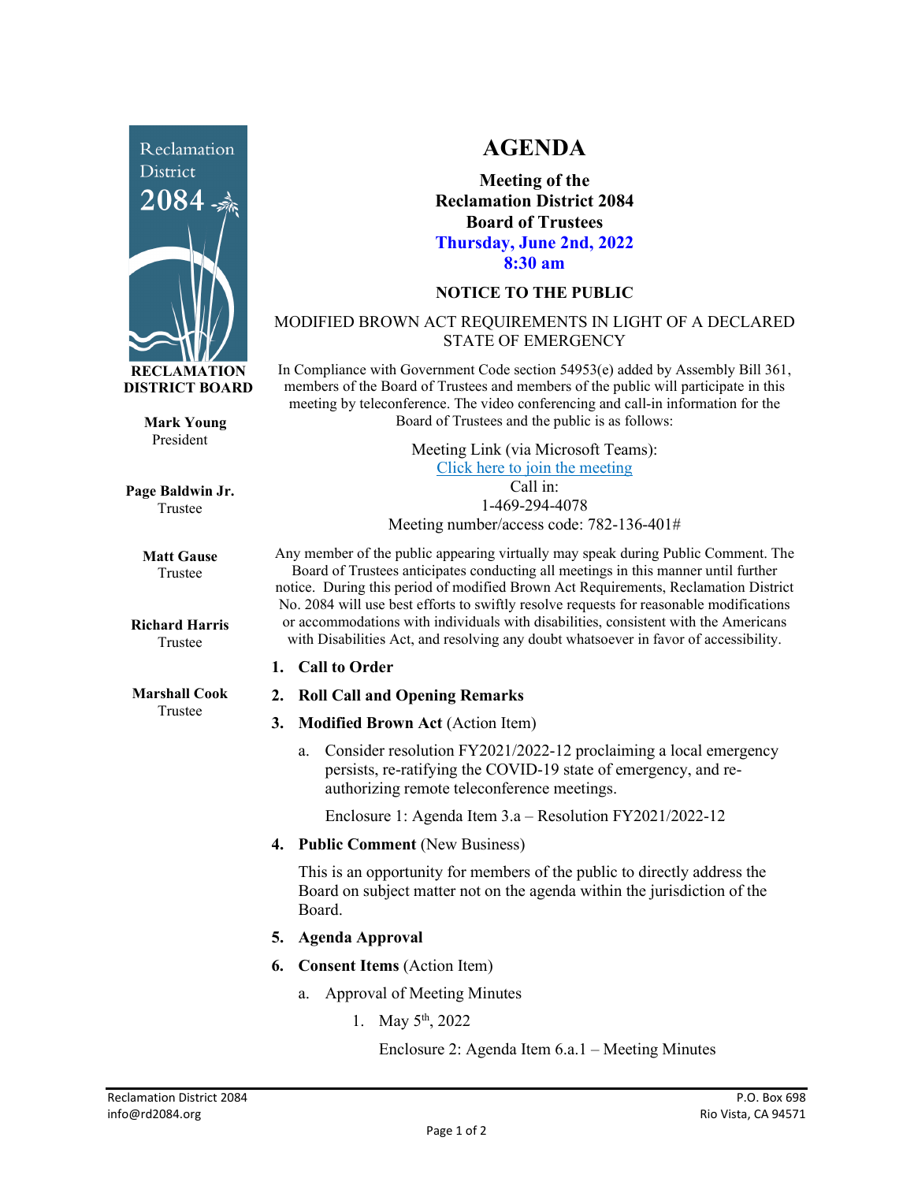Reclamation District 2084

**RECLAMATION DISTRICT BOARD**

**Mark Young**
President

**Page Baldwin Jr.**
Trustee

**Matt Gause**
Trustee

**Richard Harris**
Trustee

**Marshall Cook**
Trustee

# AGENDA

**Meeting of the**
**Reclamation District 2084**
**Board of Trustees**
**Thursday, June 2nd, 2022**
**8:30 am**

**NOTICE TO THE PUBLIC**

MODIFIED BROWN ACT REQUIREMENTS IN LIGHT OF A DECLARED STATE OF EMERGENCY

In Compliance with Government Code section 54953(e) added by Assembly Bill 361, members of the Board of Trustees and members of the public will participate in this meeting by teleconference. The video conferencing and call-in information for the Board of Trustees and the public is as follows:

Meeting Link (via Microsoft Teams):
Click here to join the meeting
Call in:
1-469-294-4078
Meeting number/access code: 782-136-401#

Any member of the public appearing virtually may speak during Public Comment. The Board of Trustees anticipates conducting all meetings in this manner until further notice. During this period of modified Brown Act Requirements, Reclamation District No. 2084 will use best efforts to swiftly resolve requests for reasonable modifications or accommodations with individuals with disabilities, consistent with the Americans with Disabilities Act, and resolving any doubt whatsoever in favor of accessibility.

1. **Call to Order**
2. **Roll Call and Opening Remarks**
3. **Modified Brown Act** (Action Item)
   a. Consider resolution FY2021/2022-12 proclaiming a local emergency persists, re-ratifying the COVID-19 state of emergency, and re-authorizing remote teleconference meetings.

      Enclosure 1: Agenda Item 3.a – Resolution FY2021/2022-12
4. **Public Comment** (New Business)

   This is an opportunity for members of the public to directly address the Board on subject matter not on the agenda within the jurisdiction of the Board.
5. **Agenda Approval**
6. **Consent Items** (Action Item)
   a. Approval of Meeting Minutes
      1. May 5th, 2022

         Enclosure 2: Agenda Item 6.a.1 – Meeting Minutes

Reclamation District 2084
info@rd2084.org

P.O. Box 698
Rio Vista, CA 94571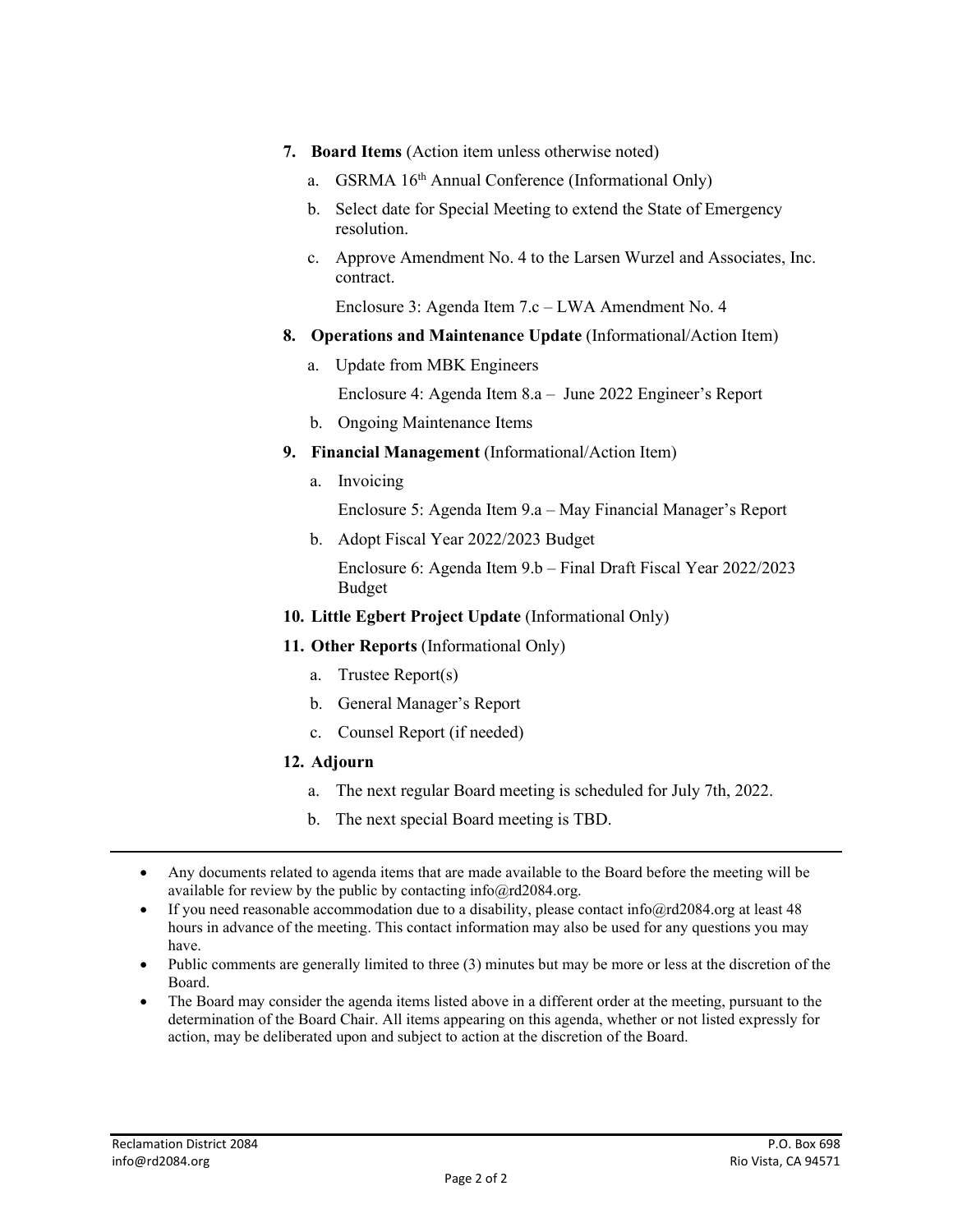7. **Board Items** (Action item unless otherwise noted)
   a. GSRMA 16th Annual Conference (Informational Only)
   b. Select date for Special Meeting to extend the State of Emergency resolution.
   c. Approve Amendment No. 4 to the Larsen Wurzel and Associates, Inc. contract.

      Enclosure 3: Agenda Item 7.c – LWA Amendment No. 4

8. **Operations and Maintenance Update** (Informational/Action Item)
   a. Update from MBK Engineers

      Enclosure 4: Agenda Item 8.a – June 2022 Engineer's Report

   b. Ongoing Maintenance Items

9. **Financial Management** (Informational/Action Item)
   a. Invoicing

      Enclosure 5: Agenda Item 9.a – May Financial Manager's Report

   b. Adopt Fiscal Year 2022/2023 Budget

      Enclosure 6: Agenda Item 9.b – Final Draft Fiscal Year 2022/2023 Budget

10. **Little Egbert Project Update** (Informational Only)

11. **Other Reports** (Informational Only)
    a. Trustee Report(s)
    b. General Manager's Report
    c. Counsel Report (if needed)

12. **Adjourn**
    a. The next regular Board meeting is scheduled for July 7th, 2022.
    b. The next special Board meeting is TBD.

---

- Any documents related to agenda items that are made available to the Board before the meeting will be available for review by the public by contacting info@rd2084.org.
- If you need reasonable accommodation due to a disability, please contact info@rd2084.org at least 48 hours in advance of the meeting. This contact information may also be used for any questions you may have.
- Public comments are generally limited to three (3) minutes but may be more or less at the discretion of the Board.
- The Board may consider the agenda items listed above in a different order at the meeting, pursuant to the determination of the Board Chair. All items appearing on this agenda, whether or not listed expressly for action, may be deliberated upon and subject to action at the discretion of the Board.